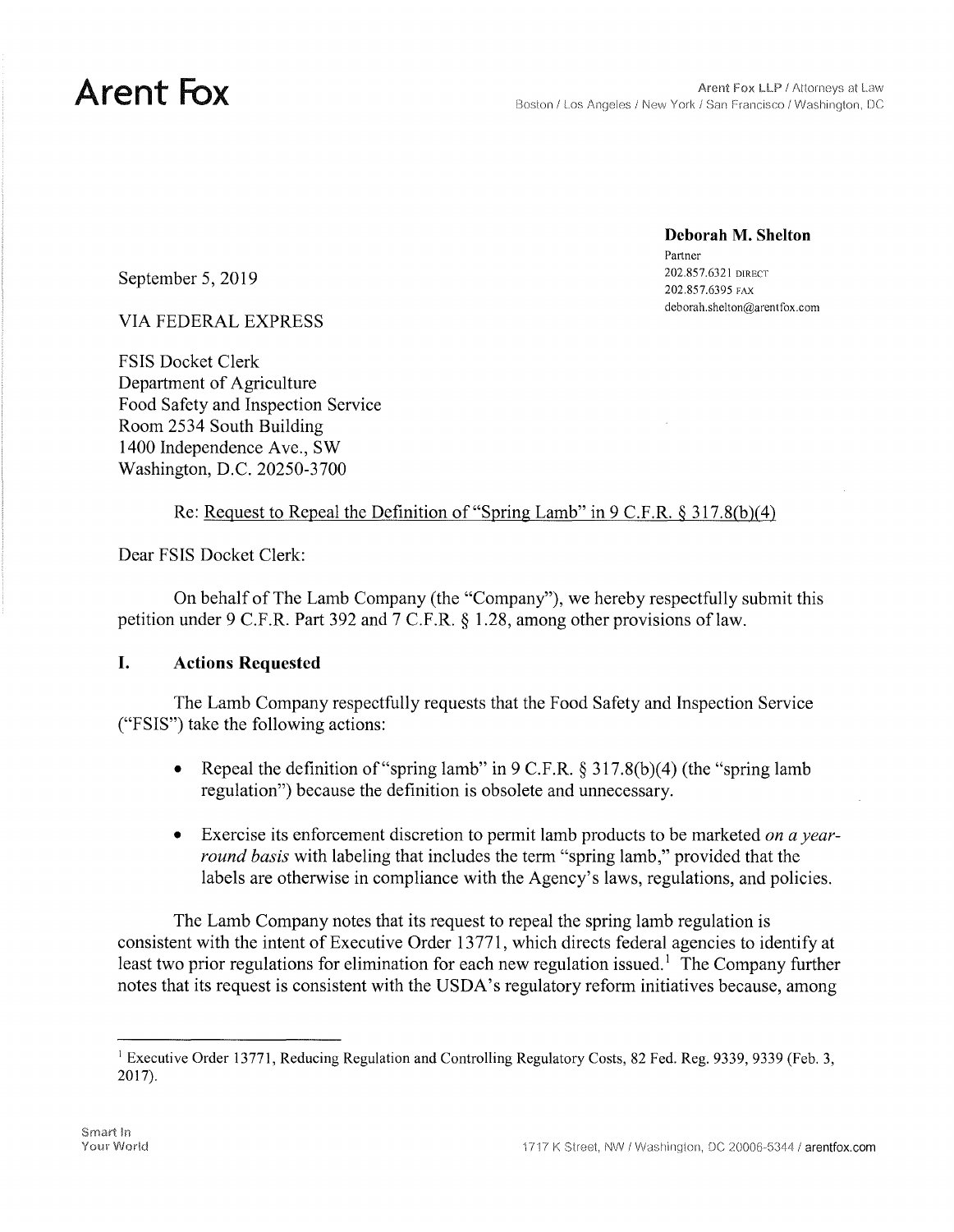**Arent Fox**

Arent Fox LLP / Attorneys at Law
Boston / Los Angeles / New York / San Francisco / Washington, DC

**Deborah M. Shelton**
Partner
202.857.6321 DIRECT
202.857.6395 FAX
deborah.shelton@arentfox.com

September 5, 2019

VIA FEDERAL EXPRESS

FSIS Docket Clerk
Department of Agriculture
Food Safety and Inspection Service
Room 2534 South Building
1400 Independence Ave., SW
Washington, D.C. 20250-3700

Re: Request to Repeal the Definition of "Spring Lamb" in 9 C.F.R. § 317.8(b)(4)

Dear FSIS Docket Clerk:

On behalf of The Lamb Company (the "Company"), we hereby respectfully submit this petition under 9 C.F.R. Part 392 and 7 C.F.R. § 1.28, among other provisions of law.

## I. Actions Requested

The Lamb Company respectfully requests that the Food Safety and Inspection Service ("FSIS") take the following actions:

- Repeal the definition of "spring lamb" in 9 C.F.R. § 317.8(b)(4) (the "spring lamb regulation") because the definition is obsolete and unnecessary.
- Exercise its enforcement discretion to permit lamb products to be marketed *on a year-round basis* with labeling that includes the term "spring lamb," provided that the labels are otherwise in compliance with the Agency's laws, regulations, and policies.

The Lamb Company notes that its request to repeal the spring lamb regulation is consistent with the intent of Executive Order 13771, which directs federal agencies to identify at least two prior regulations for elimination for each new regulation issued.[1] The Company further notes that its request is consistent with the USDA's regulatory reform initiatives because, among

[1] Executive Order 13771, Reducing Regulation and Controlling Regulatory Costs, 82 Fed. Reg. 9339, 9339 (Feb. 3, 2017).

Smart In Your World

1717 K Street, NW / Washington, DC 20006-5344 / arentfox.com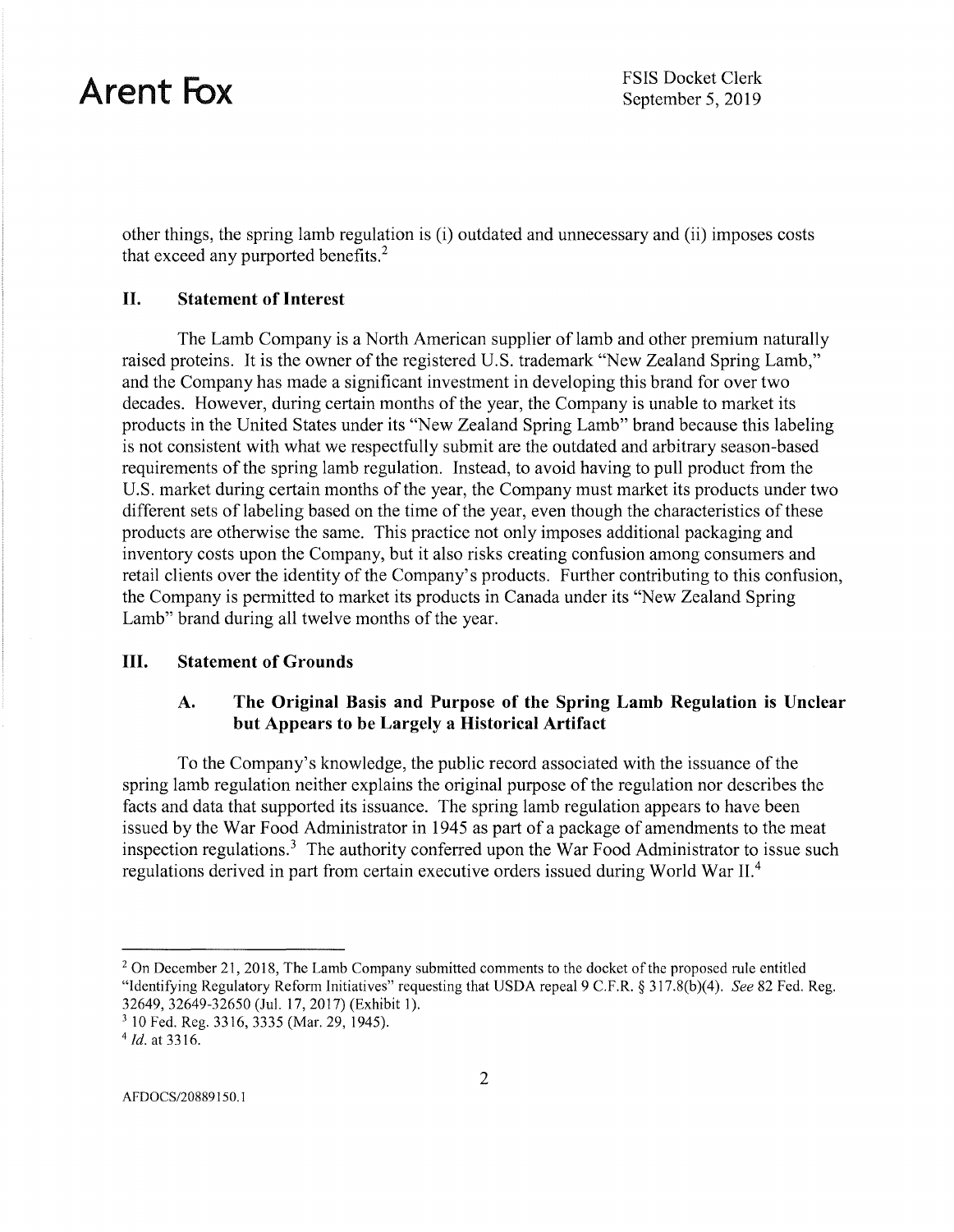other things, the spring lamb regulation is (i) outdated and unnecessary and (ii) imposes costs that exceed any purported benefits.[2]

## II. Statement of Interest

The Lamb Company is a North American supplier of lamb and other premium naturally raised proteins. It is the owner of the registered U.S. trademark "New Zealand Spring Lamb," and the Company has made a significant investment in developing this brand for over two decades. However, during certain months of the year, the Company is unable to market its products in the United States under its "New Zealand Spring Lamb" brand because this labeling is not consistent with what we respectfully submit are the outdated and arbitrary season-based requirements of the spring lamb regulation. Instead, to avoid having to pull product from the U.S. market during certain months of the year, the Company must market its products under two different sets of labeling based on the time of the year, even though the characteristics of these products are otherwise the same. This practice not only imposes additional packaging and inventory costs upon the Company, but it also risks creating confusion among consumers and retail clients over the identity of the Company's products. Further contributing to this confusion, the Company is permitted to market its products in Canada under its "New Zealand Spring Lamb" brand during all twelve months of the year.

## III. Statement of Grounds

### A. The Original Basis and Purpose of the Spring Lamb Regulation is Unclear but Appears to be Largely a Historical Artifact

To the Company's knowledge, the public record associated with the issuance of the spring lamb regulation neither explains the original purpose of the regulation nor describes the facts and data that supported its issuance. The spring lamb regulation appears to have been issued by the War Food Administrator in 1945 as part of a package of amendments to the meat inspection regulations.[3] The authority conferred upon the War Food Administrator to issue such regulations derived in part from certain executive orders issued during World War II.[4]

---

[2] On December 21, 2018, The Lamb Company submitted comments to the docket of the proposed rule entitled "Identifying Regulatory Reform Initiatives" requesting that USDA repeal 9 C.F.R. § 317.8(b)(4). *See* 82 Fed. Reg. 32649, 32649-32650 (Jul. 17, 2017) (Exhibit 1).

[3] 10 Fed. Reg. 3316, 3335 (Mar. 29, 1945).

[4] *Id.* at 3316.

AFDOCS/20889150.1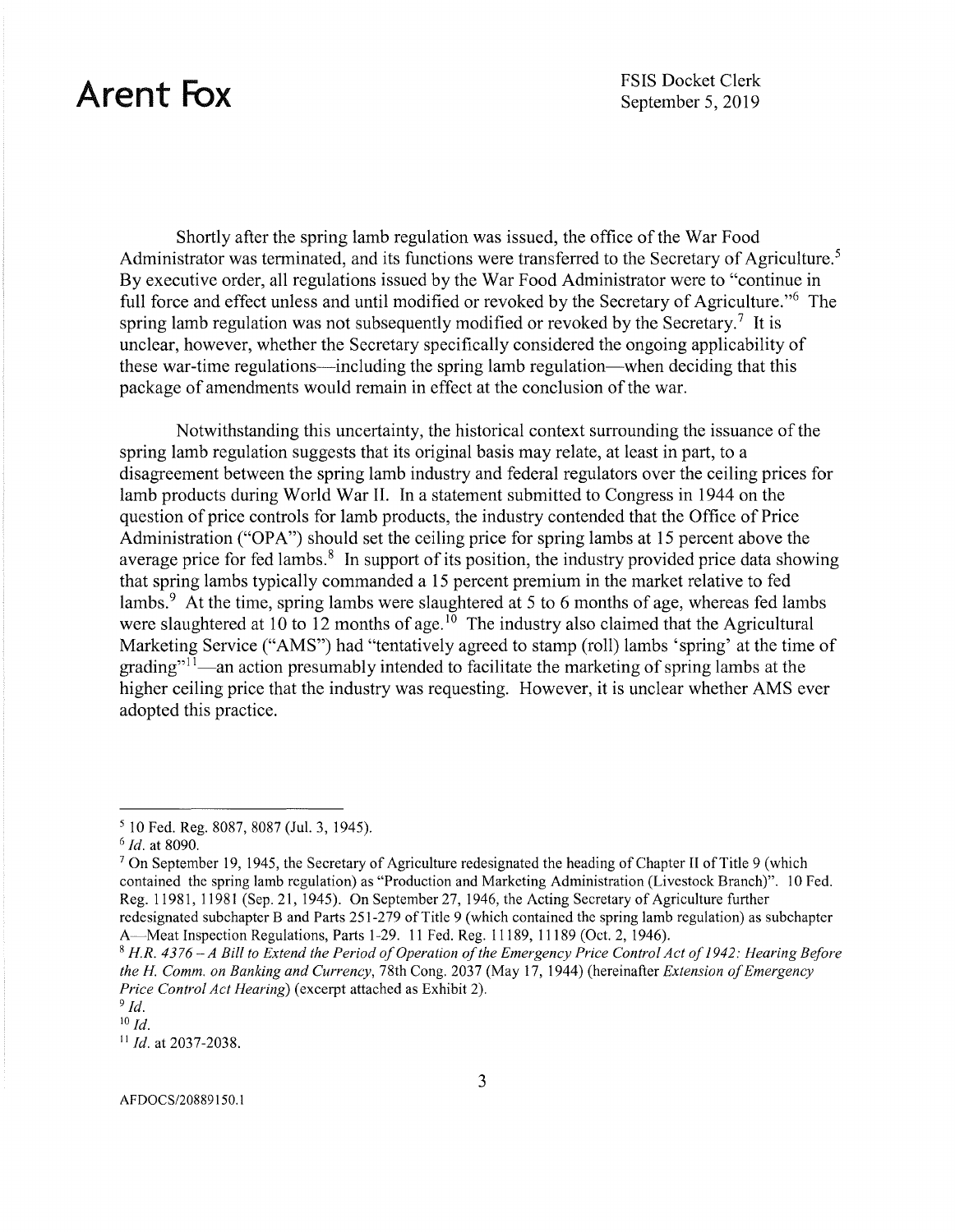Shortly after the spring lamb regulation was issued, the office of the War Food Administrator was terminated, and its functions were transferred to the Secretary of Agriculture.[5] By executive order, all regulations issued by the War Food Administrator were to "continue in full force and effect unless and until modified or revoked by the Secretary of Agriculture."[6] The spring lamb regulation was not subsequently modified or revoked by the Secretary.[7] It is unclear, however, whether the Secretary specifically considered the ongoing applicability of these war-time regulations—including the spring lamb regulation—when deciding that this package of amendments would remain in effect at the conclusion of the war.

Notwithstanding this uncertainty, the historical context surrounding the issuance of the spring lamb regulation suggests that its original basis may relate, at least in part, to a disagreement between the spring lamb industry and federal regulators over the ceiling prices for lamb products during World War II. In a statement submitted to Congress in 1944 on the question of price controls for lamb products, the industry contended that the Office of Price Administration ("OPA") should set the ceiling price for spring lambs at 15 percent above the average price for fed lambs.[8] In support of its position, the industry provided price data showing that spring lambs typically commanded a 15 percent premium in the market relative to fed lambs.[9] At the time, spring lambs were slaughtered at 5 to 6 months of age, whereas fed lambs were slaughtered at 10 to 12 months of age.[10] The industry also claimed that the Agricultural Marketing Service ("AMS") had "tentatively agreed to stamp (roll) lambs 'spring' at the time of grading"[11]—an action presumably intended to facilitate the marketing of spring lambs at the higher ceiling price that the industry was requesting. However, it is unclear whether AMS ever adopted this practice.

---

[5] 10 Fed. Reg. 8087, 8087 (Jul. 3, 1945).

[6] *Id.* at 8090.

[7] On September 19, 1945, the Secretary of Agriculture redesignated the heading of Chapter II of Title 9 (which contained the spring lamb regulation) as "Production and Marketing Administration (Livestock Branch)". 10 Fed. Reg. 11981, 11981 (Sep. 21, 1945). On September 27, 1946, the Acting Secretary of Agriculture further redesignated subchapter B and Parts 251-279 of Title 9 (which contained the spring lamb regulation) as subchapter A—Meat Inspection Regulations, Parts 1-29. 11 Fed. Reg. 11189, 11189 (Oct. 2, 1946).

[8] *H.R. 4376 – A Bill to Extend the Period of Operation of the Emergency Price Control Act of 1942: Hearing Before the H. Comm. on Banking and Currency*, 78th Cong. 2037 (May 17, 1944) (hereinafter *Extension of Emergency Price Control Act Hearing*) (excerpt attached as Exhibit 2).

[9] *Id.*

[10] *Id.*

[11] *Id.* at 2037-2038.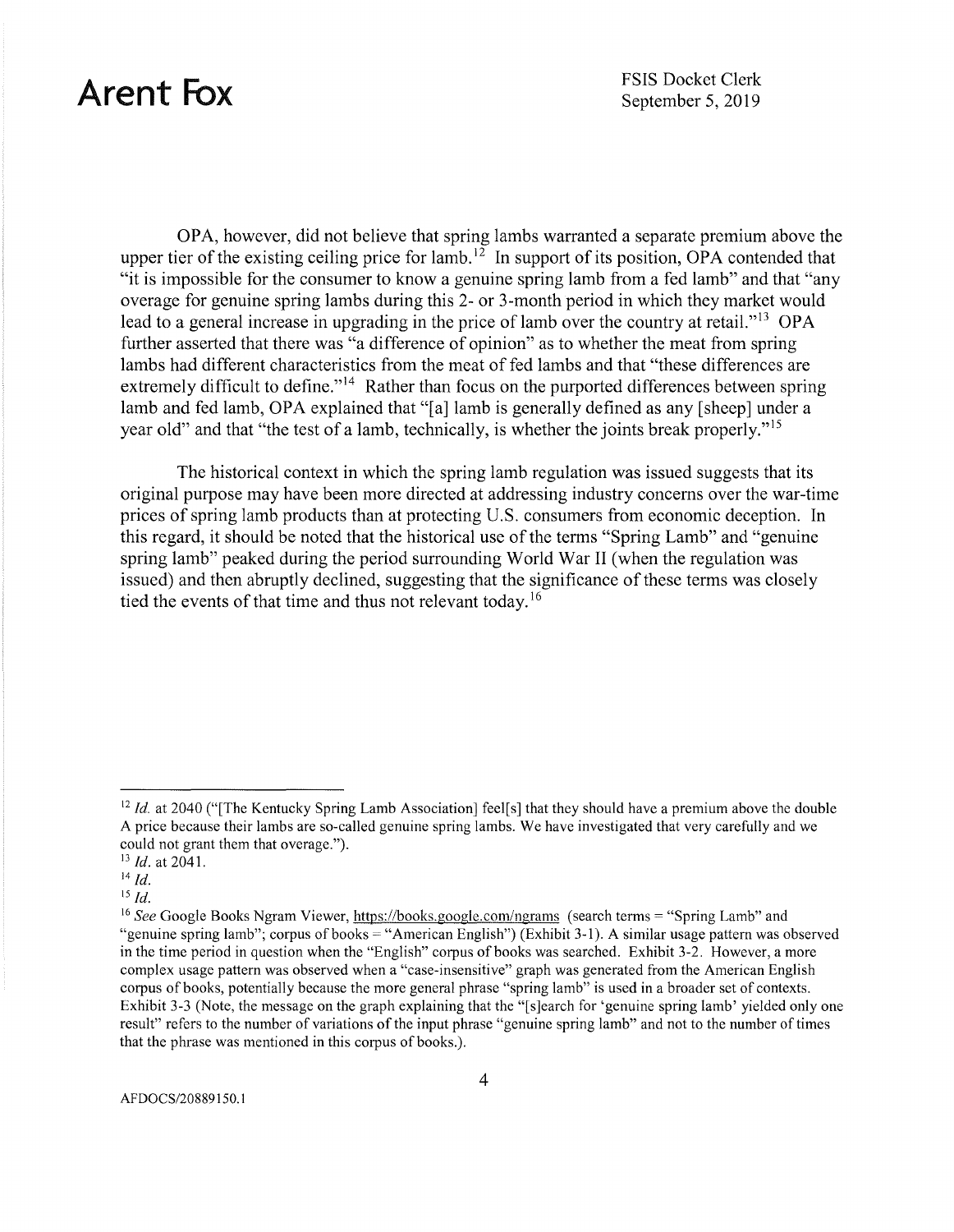OPA, however, did not believe that spring lambs warranted a separate premium above the upper tier of the existing ceiling price for lamb.[12] In support of its position, OPA contended that "it is impossible for the consumer to know a genuine spring lamb from a fed lamb" and that "any overage for genuine spring lambs during this 2- or 3-month period in which they market would lead to a general increase in upgrading in the price of lamb over the country at retail."[13] OPA further asserted that there was "a difference of opinion" as to whether the meat from spring lambs had different characteristics from the meat of fed lambs and that "these differences are extremely difficult to define."[14] Rather than focus on the purported differences between spring lamb and fed lamb, OPA explained that "[a] lamb is generally defined as any [sheep] under a year old" and that "the test of a lamb, technically, is whether the joints break properly."[15]

The historical context in which the spring lamb regulation was issued suggests that its original purpose may have been more directed at addressing industry concerns over the war-time prices of spring lamb products than at protecting U.S. consumers from economic deception. In this regard, it should be noted that the historical use of the terms "Spring Lamb" and "genuine spring lamb" peaked during the period surrounding World War II (when the regulation was issued) and then abruptly declined, suggesting that the significance of these terms was closely tied the events of that time and thus not relevant today.[16]

---

[12] *Id.* at 2040 ("[The Kentucky Spring Lamb Association] feel[s] that they should have a premium above the double A price because their lambs are so-called genuine spring lambs. We have investigated that very carefully and we could not grant them that overage.").

[13] *Id.* at 2041.

[14] *Id.*

[15] *Id.*

[16] *See* Google Books Ngram Viewer, https://books.google.com/ngrams (search terms = "Spring Lamb" and "genuine spring lamb"; corpus of books = "American English") (Exhibit 3-1). A similar usage pattern was observed in the time period in question when the "English" corpus of books was searched. Exhibit 3-2. However, a more complex usage pattern was observed when a "case-insensitive" graph was generated from the American English corpus of books, potentially because the more general phrase "spring lamb" is used in a broader set of contexts. Exhibit 3-3 (Note, the message on the graph explaining that the "[s]earch for 'genuine spring lamb' yielded only one result" refers to the number of variations of the input phrase "genuine spring lamb" and not to the number of times that the phrase was mentioned in this corpus of books.).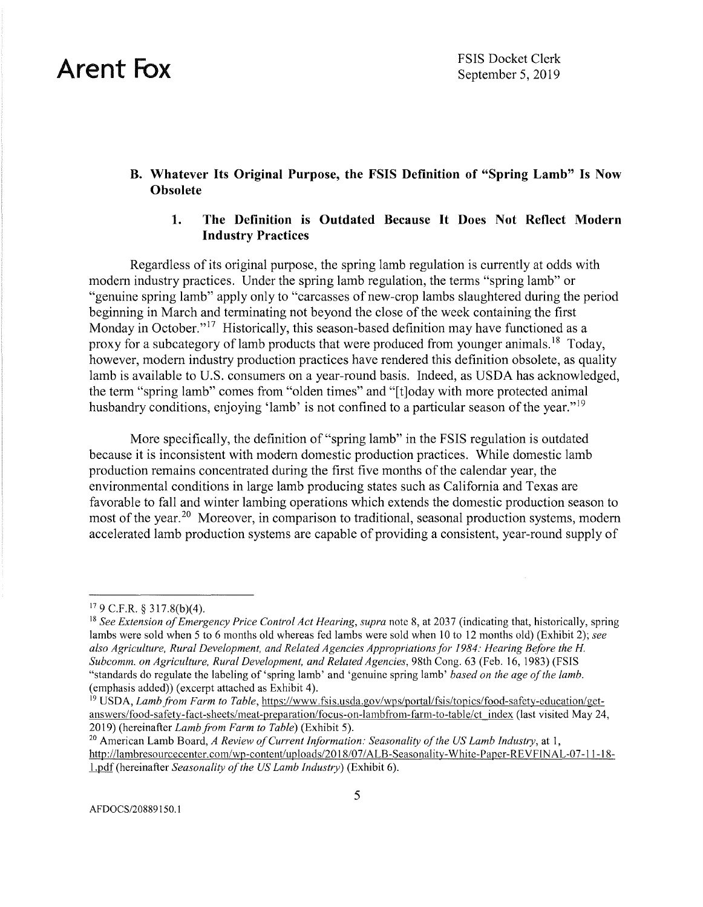### B. Whatever Its Original Purpose, the FSIS Definition of "Spring Lamb" Is Now Obsolete

#### 1. The Definition is Outdated Because It Does Not Reflect Modern Industry Practices

Regardless of its original purpose, the spring lamb regulation is currently at odds with modern industry practices. Under the spring lamb regulation, the terms "spring lamb" or "genuine spring lamb" apply only to "carcasses of new-crop lambs slaughtered during the period beginning in March and terminating not beyond the close of the week containing the first Monday in October."[17] Historically, this season-based definition may have functioned as a proxy for a subcategory of lamb products that were produced from younger animals.[18] Today, however, modern industry production practices have rendered this definition obsolete, as quality lamb is available to U.S. consumers on a year-round basis. Indeed, as USDA has acknowledged, the term "spring lamb" comes from "olden times" and "[t]oday with more protected animal husbandry conditions, enjoying 'lamb' is not confined to a particular season of the year."[19]

More specifically, the definition of "spring lamb" in the FSIS regulation is outdated because it is inconsistent with modern domestic production practices. While domestic lamb production remains concentrated during the first five months of the calendar year, the environmental conditions in large lamb producing states such as California and Texas are favorable to fall and winter lambing operations which extends the domestic production season to most of the year.[20] Moreover, in comparison to traditional, seasonal production systems, modern accelerated lamb production systems are capable of providing a consistent, year-round supply of

---

[17] 9 C.F.R. § 317.8(b)(4).

[18] *See Extension of Emergency Price Control Act Hearing*, *supra* note 8, at 2037 (indicating that, historically, spring lambs were sold when 5 to 6 months old whereas fed lambs were sold when 10 to 12 months old) (Exhibit 2); *see also Agriculture, Rural Development, and Related Agencies Appropriations for 1984: Hearing Before the H. Subcomm. on Agriculture, Rural Development, and Related Agencies*, 98th Cong. 63 (Feb. 16, 1983) (FSIS "standards do regulate the labeling of 'spring lamb' and 'genuine spring lamb' *based on the age of the lamb.* (emphasis added)) (excerpt attached as Exhibit 4).

[19] USDA, *Lamb from Farm to Table*, https://www.fsis.usda.gov/wps/portal/fsis/topics/food-safety-education/get-answers/food-safety-fact-sheets/meat-preparation/focus-on-lambfrom-farm-to-table/ct_index (last visited May 24, 2019) (hereinafter *Lamb from Farm to Table*) (Exhibit 5).

[20] American Lamb Board, *A Review of Current Information: Seasonality of the US Lamb Industry*, at 1, http://lambresourcecenter.com/wp-content/uploads/2018/07/ALB-Seasonality-White-Paper-REVFINAL-07-11-18-1.pdf (hereinafter *Seasonality of the US Lamb Industry*) (Exhibit 6).

AFDOCS/20889150.1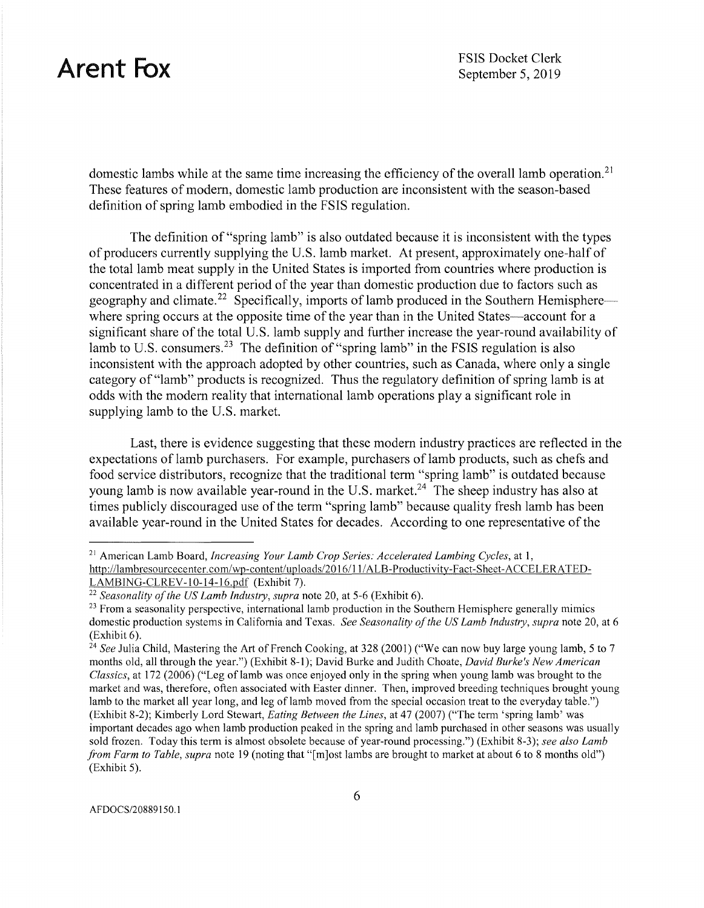domestic lambs while at the same time increasing the efficiency of the overall lamb operation.[21] These features of modern, domestic lamb production are inconsistent with the season-based definition of spring lamb embodied in the FSIS regulation.

The definition of "spring lamb" is also outdated because it is inconsistent with the types of producers currently supplying the U.S. lamb market. At present, approximately one-half of the total lamb meat supply in the United States is imported from countries where production is concentrated in a different period of the year than domestic production due to factors such as geography and climate.[22] Specifically, imports of lamb produced in the Southern Hemisphere—where spring occurs at the opposite time of the year than in the United States—account for a significant share of the total U.S. lamb supply and further increase the year-round availability of lamb to U.S. consumers.[23] The definition of "spring lamb" in the FSIS regulation is also inconsistent with the approach adopted by other countries, such as Canada, where only a single category of "lamb" products is recognized. Thus the regulatory definition of spring lamb is at odds with the modern reality that international lamb operations play a significant role in supplying lamb to the U.S. market.

Last, there is evidence suggesting that these modern industry practices are reflected in the expectations of lamb purchasers. For example, purchasers of lamb products, such as chefs and food service distributors, recognize that the traditional term "spring lamb" is outdated because young lamb is now available year-round in the U.S. market.[24] The sheep industry has also at times publicly discouraged use of the term "spring lamb" because quality fresh lamb has been available year-round in the United States for decades. According to one representative of the

---

[21] American Lamb Board, *Increasing Your Lamb Crop Series: Accelerated Lambing Cycles*, at 1, http://lambresourcecenter.com/wp-content/uploads/2016/11/ALB-Productivity-Fact-Sheet-ACCELERATED-LAMBING-CLREV-10-14-16.pdf (Exhibit 7).

[22] *Seasonality of the US Lamb Industry*, *supra* note 20, at 5-6 (Exhibit 6).

[23] From a seasonality perspective, international lamb production in the Southern Hemisphere generally mimics domestic production systems in California and Texas. *See Seasonality of the US Lamb Industry*, *supra* note 20, at 6 (Exhibit 6).

[24] *See* Julia Child, Mastering the Art of French Cooking, at 328 (2001) ("We can now buy large young lamb, 5 to 7 months old, all through the year.") (Exhibit 8-1); David Burke and Judith Choate, *David Burke's New American Classics*, at 172 (2006) ("Leg of lamb was once enjoyed only in the spring when young lamb was brought to the market and was, therefore, often associated with Easter dinner. Then, improved breeding techniques brought young lamb to the market all year long, and leg of lamb moved from the special occasion treat to the everyday table.") (Exhibit 8-2); Kimberly Lord Stewart, *Eating Between the Lines*, at 47 (2007) ("The term 'spring lamb' was important decades ago when lamb production peaked in the spring and lamb purchased in other seasons was usually sold frozen. Today this term is almost obsolete because of year-round processing.") (Exhibit 8-3); *see also Lamb from Farm to Table*, *supra* note 19 (noting that "[m]ost lambs are brought to market at about 6 to 8 months old") (Exhibit 5).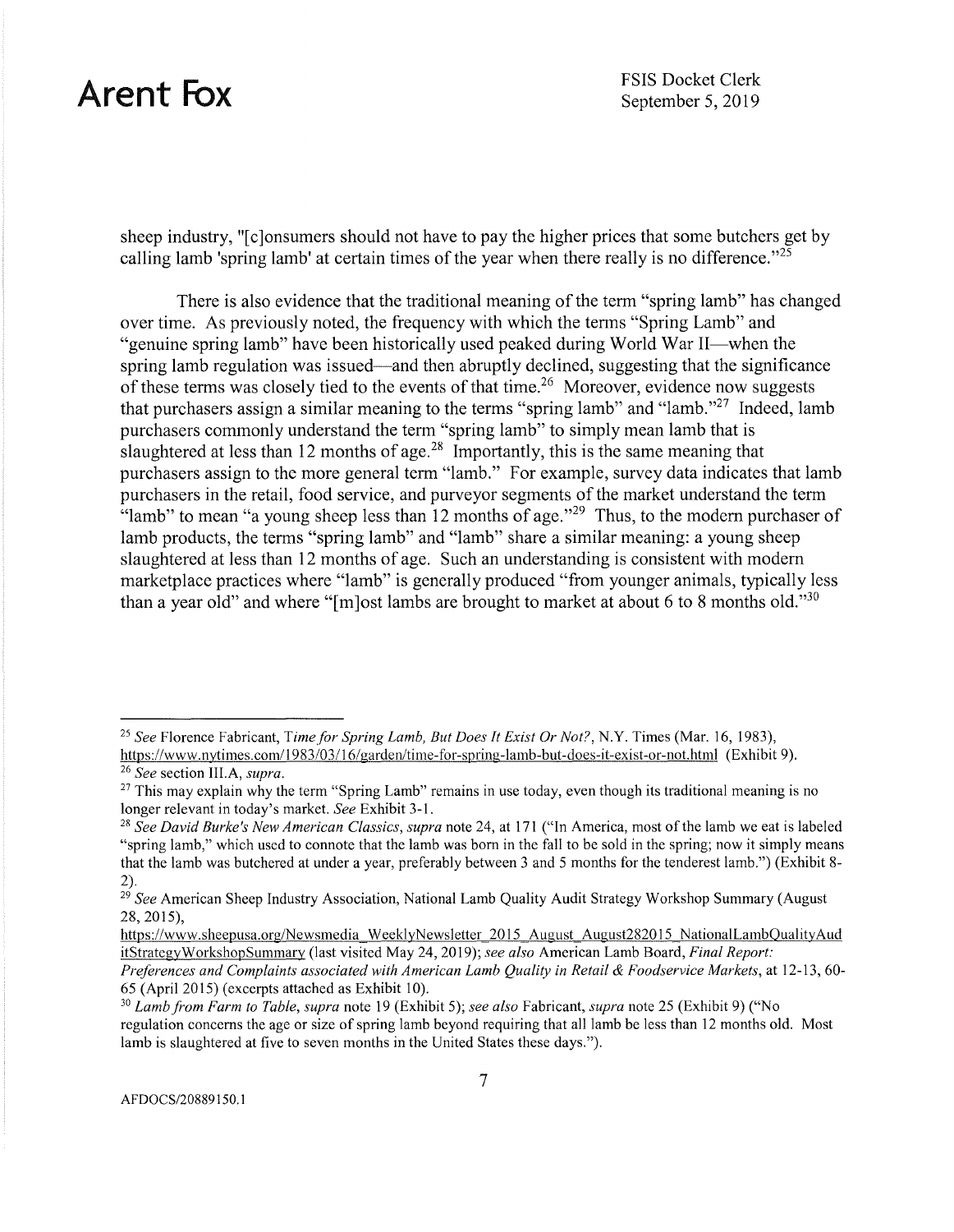sheep industry, "[c]onsumers should not have to pay the higher prices that some butchers get by calling lamb 'spring lamb' at certain times of the year when there really is no difference."[25]

There is also evidence that the traditional meaning of the term "spring lamb" has changed over time. As previously noted, the frequency with which the terms "Spring Lamb" and "genuine spring lamb" have been historically used peaked during World War II—when the spring lamb regulation was issued—and then abruptly declined, suggesting that the significance of these terms was closely tied to the events of that time.[26] Moreover, evidence now suggests that purchasers assign a similar meaning to the terms "spring lamb" and "lamb."[27] Indeed, lamb purchasers commonly understand the term "spring lamb" to simply mean lamb that is slaughtered at less than 12 months of age.[28] Importantly, this is the same meaning that purchasers assign to the more general term "lamb." For example, survey data indicates that lamb purchasers in the retail, food service, and purveyor segments of the market understand the term "lamb" to mean "a young sheep less than 12 months of age."[29] Thus, to the modern purchaser of lamb products, the terms "spring lamb" and "lamb" share a similar meaning: a young sheep slaughtered at less than 12 months of age. Such an understanding is consistent with modern marketplace practices where "lamb" is generally produced "from younger animals, typically less than a year old" and where "[m]ost lambs are brought to market at about 6 to 8 months old."[30]

---

[25] *See* Florence Fabricant, *Time for Spring Lamb, But Does It Exist Or Not?*, N.Y. Times (Mar. 16, 1983), https://www.nytimes.com/1983/03/16/garden/time-for-spring-lamb-but-does-it-exist-or-not.html (Exhibit 9).

[26] *See* section III.A, *supra*.

[27] This may explain why the term "Spring Lamb" remains in use today, even though its traditional meaning is no longer relevant in today's market. *See* Exhibit 3-1.

[28] *See David Burke's New American Classics*, *supra* note 24, at 171 ("In America, most of the lamb we eat is labeled "spring lamb," which used to connote that the lamb was born in the fall to be sold in the spring; now it simply means that the lamb was butchered at under a year, preferably between 3 and 5 months for the tenderest lamb.") (Exhibit 8-2).

[29] *See* American Sheep Industry Association, National Lamb Quality Audit Strategy Workshop Summary (August 28, 2015), https://www.sheepusa.org/Newsmedia_WeeklyNewsletter_2015_August_August282015_NationalLambQualityAuditStrategyWorkshopSummary (last visited May 24, 2019); *see also* American Lamb Board, *Final Report: Preferences and Complaints associated with American Lamb Quality in Retail & Foodservice Markets*, at 12-13, 60-65 (April 2015) (excerpts attached as Exhibit 10).

[30] *Lamb from Farm to Table*, *supra* note 19 (Exhibit 5); *see also* Fabricant, *supra* note 25 (Exhibit 9) ("No regulation concerns the age or size of spring lamb beyond requiring that all lamb be less than 12 months old. Most lamb is slaughtered at five to seven months in the United States these days.").

AFDOCS/20889150.1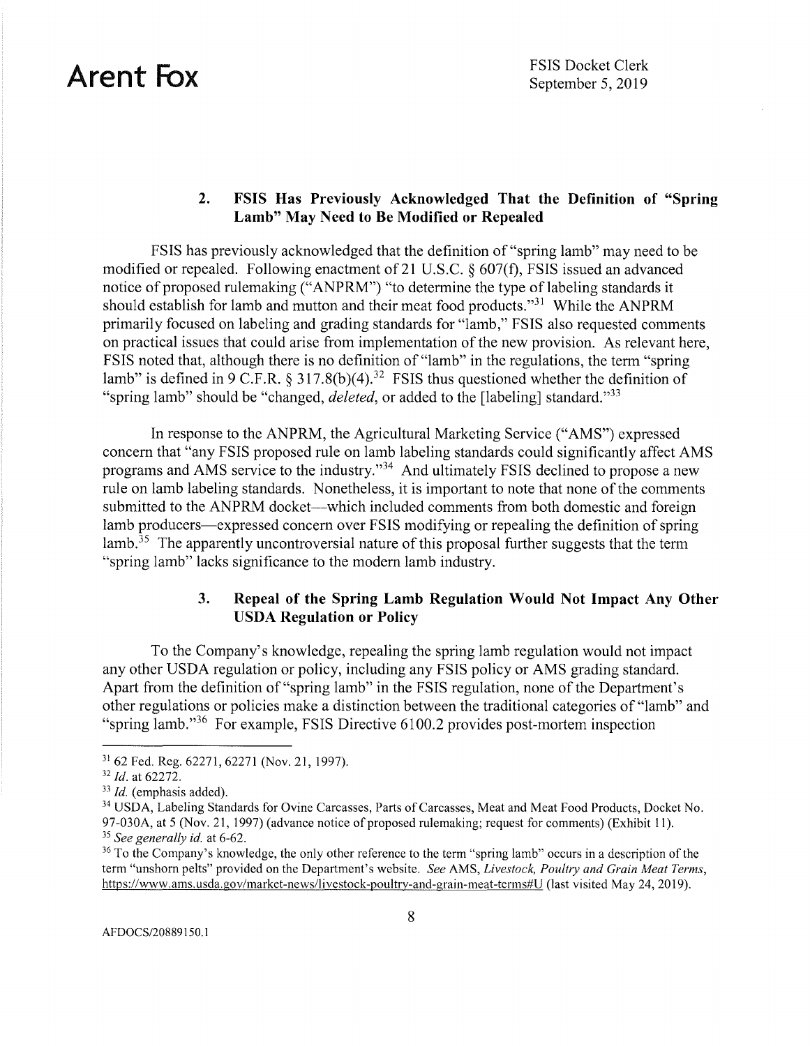### 2. FSIS Has Previously Acknowledged That the Definition of "Spring Lamb" May Need to Be Modified or Repealed

FSIS has previously acknowledged that the definition of "spring lamb" may need to be modified or repealed. Following enactment of 21 U.S.C. § 607(f), FSIS issued an advanced notice of proposed rulemaking ("ANPRM") "to determine the type of labeling standards it should establish for lamb and mutton and their meat food products."[31] While the ANPRM primarily focused on labeling and grading standards for "lamb," FSIS also requested comments on practical issues that could arise from implementation of the new provision. As relevant here, FSIS noted that, although there is no definition of "lamb" in the regulations, the term "spring lamb" is defined in 9 C.F.R. § 317.8(b)(4).[32] FSIS thus questioned whether the definition of "spring lamb" should be "changed, *deleted*, or added to the [labeling] standard."[33]

In response to the ANPRM, the Agricultural Marketing Service ("AMS") expressed concern that "any FSIS proposed rule on lamb labeling standards could significantly affect AMS programs and AMS service to the industry."[34] And ultimately FSIS declined to propose a new rule on lamb labeling standards. Nonetheless, it is important to note that none of the comments submitted to the ANPRM docket—which included comments from both domestic and foreign lamb producers—expressed concern over FSIS modifying or repealing the definition of spring lamb.[35] The apparently uncontroversial nature of this proposal further suggests that the term "spring lamb" lacks significance to the modern lamb industry.

### 3. Repeal of the Spring Lamb Regulation Would Not Impact Any Other USDA Regulation or Policy

To the Company's knowledge, repealing the spring lamb regulation would not impact any other USDA regulation or policy, including any FSIS policy or AMS grading standard. Apart from the definition of "spring lamb" in the FSIS regulation, none of the Department's other regulations or policies make a distinction between the traditional categories of "lamb" and "spring lamb."[36] For example, FSIS Directive 6100.2 provides post-mortem inspection

---

[31] 62 Fed. Reg. 62271, 62271 (Nov. 21, 1997).

[32] *Id.* at 62272.

[33] *Id.* (emphasis added).

[34] USDA, Labeling Standards for Ovine Carcasses, Parts of Carcasses, Meat and Meat Food Products, Docket No. 97-030A, at 5 (Nov. 21, 1997) (advance notice of proposed rulemaking; request for comments) (Exhibit 11).

[35] *See generally id.* at 6-62.

[36] To the Company's knowledge, the only other reference to the term "spring lamb" occurs in a description of the term "unshorn pelts" provided on the Department's website. *See* AMS, *Livestock, Poultry and Grain Meat Terms*, https://www.ams.usda.gov/market-news/livestock-poultry-and-grain-meat-terms#U (last visited May 24, 2019).

AFDOCS/20889150.1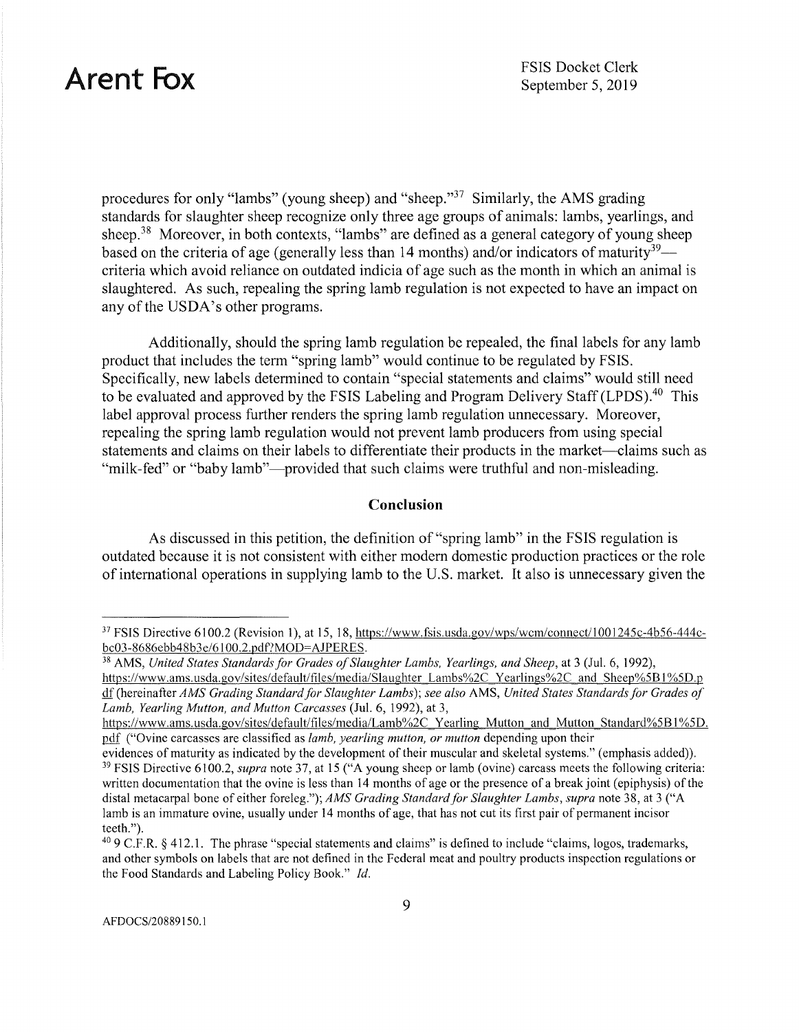procedures for only "lambs" (young sheep) and "sheep."[37] Similarly, the AMS grading standards for slaughter sheep recognize only three age groups of animals: lambs, yearlings, and sheep.[38] Moreover, in both contexts, "lambs" are defined as a general category of young sheep based on the criteria of age (generally less than 14 months) and/or indicators of maturity[39]—criteria which avoid reliance on outdated indicia of age such as the month in which an animal is slaughtered. As such, repealing the spring lamb regulation is not expected to have an impact on any of the USDA's other programs.

Additionally, should the spring lamb regulation be repealed, the final labels for any lamb product that includes the term "spring lamb" would continue to be regulated by FSIS. Specifically, new labels determined to contain "special statements and claims" would still need to be evaluated and approved by the FSIS Labeling and Program Delivery Staff (LPDS).[40] This label approval process further renders the spring lamb regulation unnecessary. Moreover, repealing the spring lamb regulation would not prevent lamb producers from using special statements and claims on their labels to differentiate their products in the market—claims such as "milk-fed" or "baby lamb"—provided that such claims were truthful and non-misleading.

**Conclusion**

As discussed in this petition, the definition of "spring lamb" in the FSIS regulation is outdated because it is not consistent with either modern domestic production practices or the role of international operations in supplying lamb to the U.S. market. It also is unnecessary given the

---

[37] FSIS Directive 6100.2 (Revision 1), at 15, 18, https://www.fsis.usda.gov/wps/wcm/connect/1001245c-4b56-444c-bc03-8686ebb48b3e/6100.2.pdf?MOD=AJPERES.

[38] AMS, *United States Standards for Grades of Slaughter Lambs, Yearlings, and Sheep*, at 3 (Jul. 6, 1992), https://www.ams.usda.gov/sites/default/files/media/Slaughter_Lambs%2C_Yearlings%2C_and_Sheep%5B1%5D.pdf (hereinafter *AMS Grading Standard for Slaughter Lambs*); *see also* AMS, *United States Standards for Grades of Lamb, Yearling Mutton, and Mutton Carcasses* (Jul. 6, 1992), at 3, https://www.ams.usda.gov/sites/default/files/media/Lamb%2C_Yearling_Mutton_and_Mutton_Standard%5B1%5D.pdf ("Ovine carcasses are classified as *lamb, yearling mutton, or mutton* depending upon their evidences of maturity as indicated by the development of their muscular and skeletal systems." (emphasis added)).

[39] FSIS Directive 6100.2, *supra* note 37, at 15 ("A young sheep or lamb (ovine) carcass meets the following criteria: written documentation that the ovine is less than 14 months of age or the presence of a break joint (epiphysis) of the distal metacarpal bone of either foreleg."); *AMS Grading Standard for Slaughter Lambs*, *supra* note 38, at 3 ("A lamb is an immature ovine, usually under 14 months of age, that has not cut its first pair of permanent incisor teeth.").

[40] 9 C.F.R. § 412.1. The phrase "special statements and claims" is defined to include "claims, logos, trademarks, and other symbols on labels that are not defined in the Federal meat and poultry products inspection regulations or the Food Standards and Labeling Policy Book." *Id.*

AFDOCS/20889150.1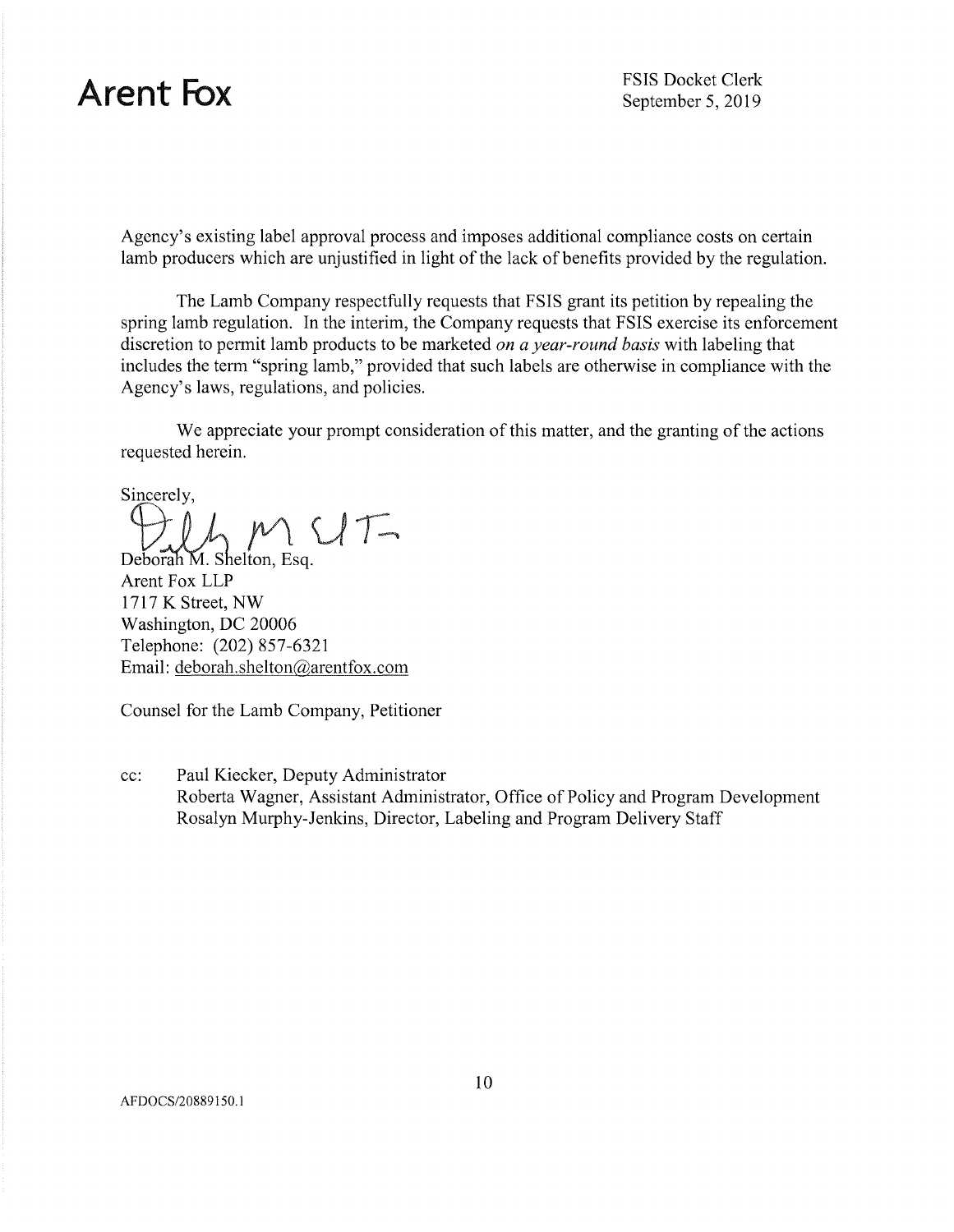Agency's existing label approval process and imposes additional compliance costs on certain lamb producers which are unjustified in light of the lack of benefits provided by the regulation.

The Lamb Company respectfully requests that FSIS grant its petition by repealing the spring lamb regulation. In the interim, the Company requests that FSIS exercise its enforcement discretion to permit lamb products to be marketed *on a year-round basis* with labeling that includes the term "spring lamb," provided that such labels are otherwise in compliance with the Agency's laws, regulations, and policies.

We appreciate your prompt consideration of this matter, and the granting of the actions requested herein.

Sincerely,

Deborah M. Shelton, Esq.
Arent Fox LLP
1717 K Street, NW
Washington, DC 20006
Telephone: (202) 857-6321
Email: deborah.shelton@arentfox.com

Counsel for the Lamb Company, Petitioner

cc: Paul Kiecker, Deputy Administrator
Roberta Wagner, Assistant Administrator, Office of Policy and Program Development
Rosalyn Murphy-Jenkins, Director, Labeling and Program Delivery Staff

AFDOCS/20889150.1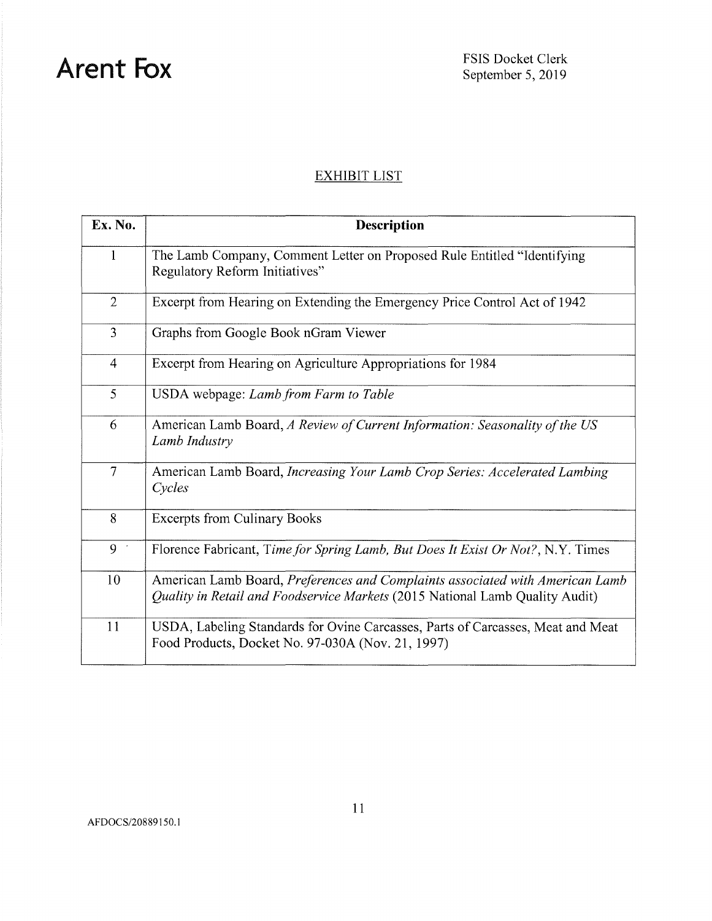## EXHIBIT LIST

| Ex. No. | Description |
|---|---|
| 1 | The Lamb Company, Comment Letter on Proposed Rule Entitled "Identifying Regulatory Reform Initiatives" |
| 2 | Excerpt from Hearing on Extending the Emergency Price Control Act of 1942 |
| 3 | Graphs from Google Book nGram Viewer |
| 4 | Excerpt from Hearing on Agriculture Appropriations for 1984 |
| 5 | USDA webpage: *Lamb from Farm to Table* |
| 6 | American Lamb Board, *A Review of Current Information: Seasonality of the US Lamb Industry* |
| 7 | American Lamb Board, *Increasing Your Lamb Crop Series: Accelerated Lambing Cycles* |
| 8 | Excerpts from Culinary Books |
| 9 | Florence Fabricant, *Time for Spring Lamb, But Does It Exist Or Not?*, N.Y. Times |
| 10 | American Lamb Board, *Preferences and Complaints associated with American Lamb Quality in Retail and Foodservice Markets* (2015 National Lamb Quality Audit) |
| 11 | USDA, Labeling Standards for Ovine Carcasses, Parts of Carcasses, Meat and Meat Food Products, Docket No. 97-030A (Nov. 21, 1997) |

AFDOCS/20889150.1